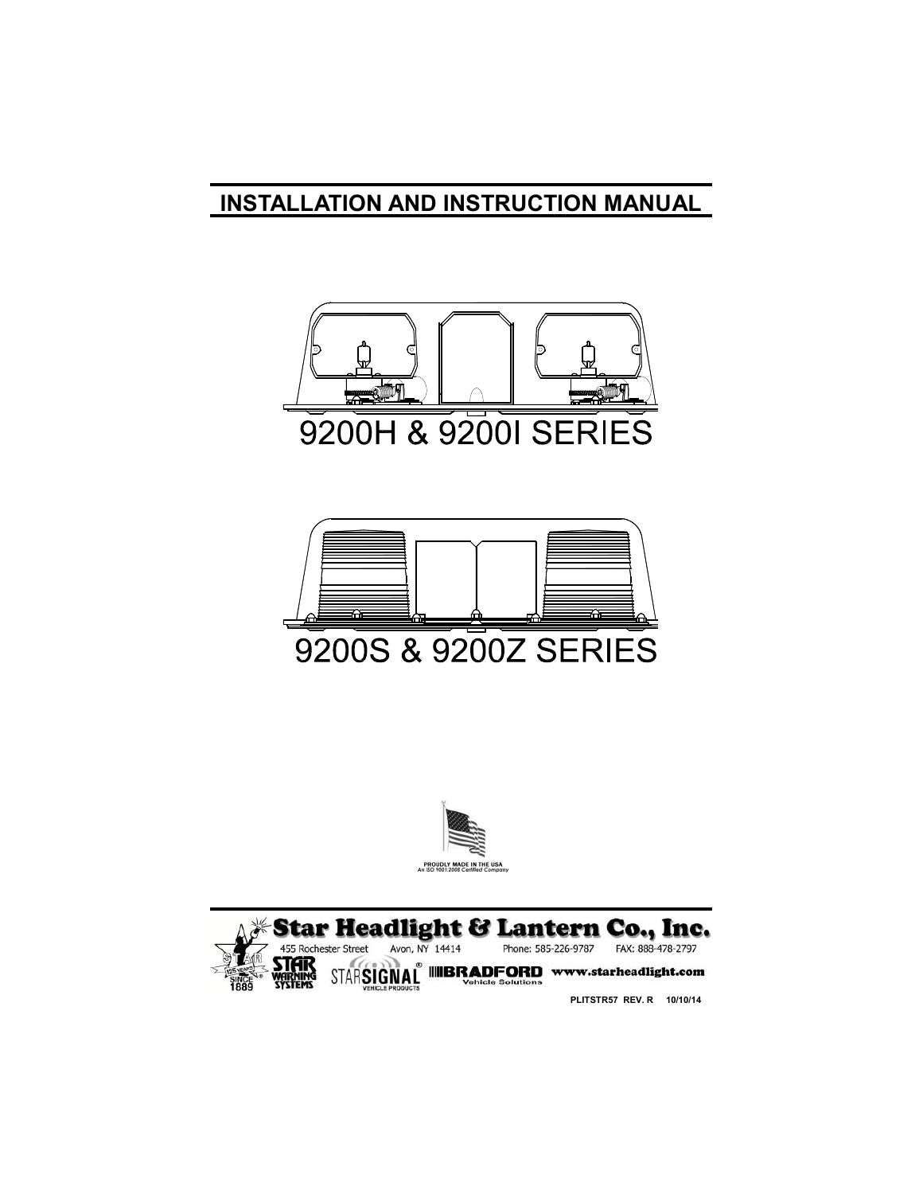# INSTALLATION AND INSTRUCTION MANUAL

9200H & 9200I SERIES

9200S & 9200Z SERIES

PROUDLY MADE IN THE USA
*An ISO 9001:2008 Certified Company*

**Star Headlight & Lantern Co., Inc.**

455 Rochester Street Avon, NY 14414 Phone: 585-226-9787 FAX: 888-478-2797

STAR WARNING SYSTEMS STARSIGNAL® VEHICLE PRODUCTS BRADFORD Vehicle Solutions www.starheadlight.com

PLITSTR57 REV. R 10/10/14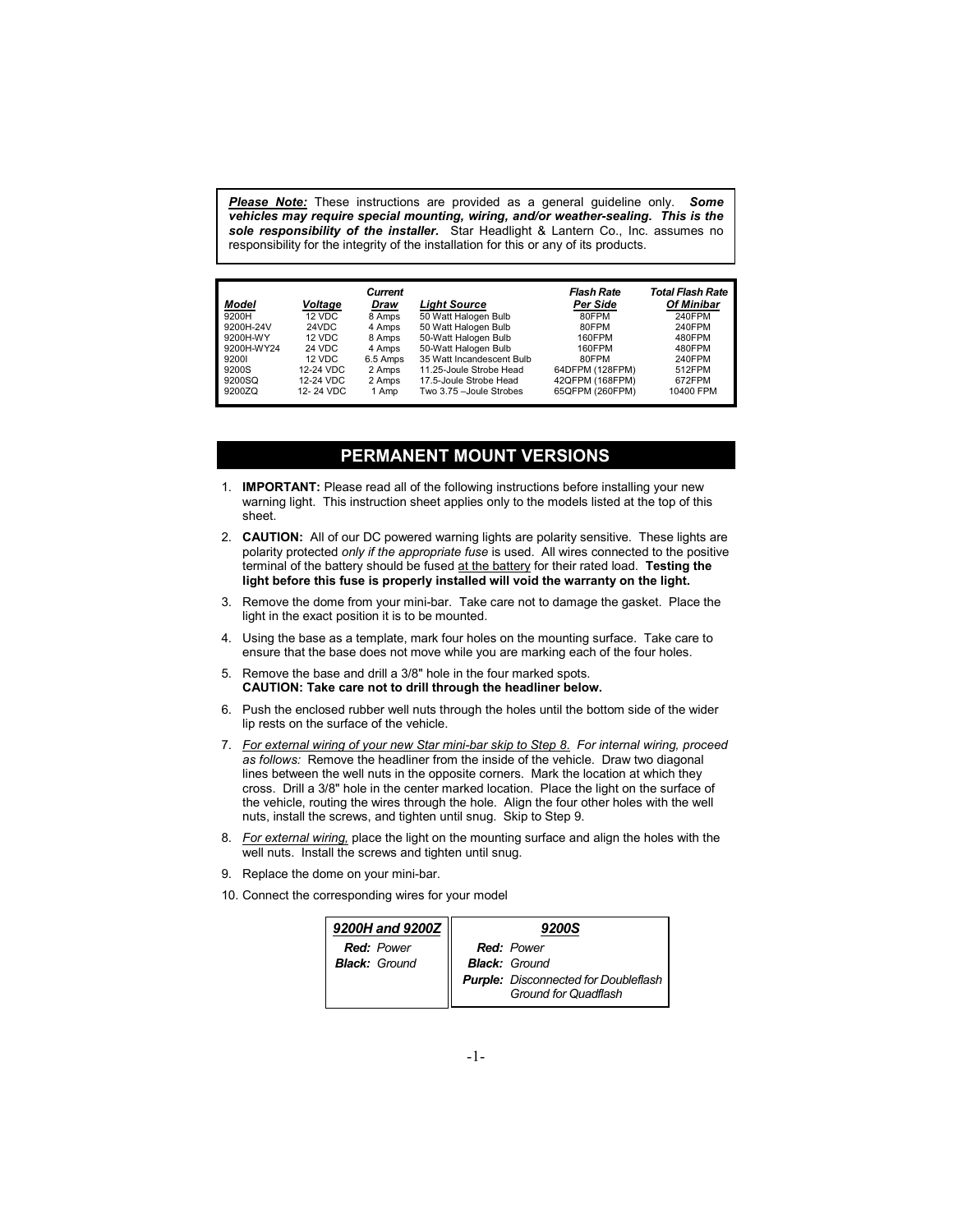***Please Note:*** These instructions are provided as a general guideline only. ***Some vehicles may require special mounting, wiring, and/or weather-sealing. This is the sole responsibility of the installer.*** Star Headlight & Lantern Co., Inc. assumes no responsibility for the integrity of the installation for this or any of its products.

| ***Model*** | ***Voltage*** | ***Current Draw*** | ***Light Source*** | ***Flash Rate Per Side*** | ***Total Flash Rate Of Minibar*** |
|---|---|---|---|---|---|
| 9200H | 12 VDC | 8 Amps | 50 Watt Halogen Bulb | 80FPM | 240FPM |
| 9200H-24V | 24VDC | 4 Amps | 50 Watt Halogen Bulb | 80FPM | 240FPM |
| 9200H-WY | 12 VDC | 8 Amps | 50-Watt Halogen Bulb | 160FPM | 480FPM |
| 9200H-WY24 | 24 VDC | 4 Amps | 50-Watt Halogen Bulb | 160FPM | 480FPM |
| 9200I | 12 VDC | 6.5 Amps | 35 Watt Incandescent Bulb | 80FPM | 240FPM |
| 9200S | 12-24 VDC | 2 Amps | 11.25-Joule Strobe Head | 64DFPM (128FPM) | 512FPM |
| 9200SQ | 12-24 VDC | 2 Amps | 17.5-Joule Strobe Head | 42QFPM (168FPM) | 672FPM |
| 9200ZQ | 12- 24 VDC | 1 Amp | Two 3.75 –Joule Strobes | 65QFPM (260FPM) | 10400 FPM |

## PERMANENT MOUNT VERSIONS

1. **IMPORTANT:** Please read all of the following instructions before installing your new warning light. This instruction sheet applies only to the models listed at the top of this sheet.
2. **CAUTION:** All of our DC powered warning lights are polarity sensitive. These lights are polarity protected *only if the appropriate fuse* is used. All wires connected to the positive terminal of the battery should be fused at the battery for their rated load. **Testing the light before this fuse is properly installed will void the warranty on the light.**
3. Remove the dome from your mini-bar. Take care not to damage the gasket. Place the light in the exact position it is to be mounted.
4. Using the base as a template, mark four holes on the mounting surface. Take care to ensure that the base does not move while you are marking each of the four holes.
5. Remove the base and drill a 3/8" hole in the four marked spots.
   **CAUTION: Take care not to drill through the headliner below.**
6. Push the enclosed rubber well nuts through the holes until the bottom side of the wider lip rests on the surface of the vehicle.
7. *For external wiring of your new Star mini-bar skip to Step 8. For internal wiring, proceed as follows:* Remove the headliner from the inside of the vehicle. Draw two diagonal lines between the well nuts in the opposite corners. Mark the location at which they cross. Drill a 3/8" hole in the center marked location. Place the light on the surface of the vehicle, routing the wires through the hole. Align the four other holes with the well nuts, install the screws, and tighten until snug. Skip to Step 9.
8. *For external wiring,* place the light on the mounting surface and align the holes with the well nuts. Install the screws and tighten until snug.
9. Replace the dome on your mini-bar.
10. Connect the corresponding wires for your model

| ***9200H and 9200Z*** | ***9200S*** |
|---|---|
| ***Red:*** *Power* | ***Red:*** *Power* |
| ***Black:*** *Ground* | ***Black:*** *Ground* |
| | ***Purple:*** *Disconnected for Doubleflash Ground for Quadflash* |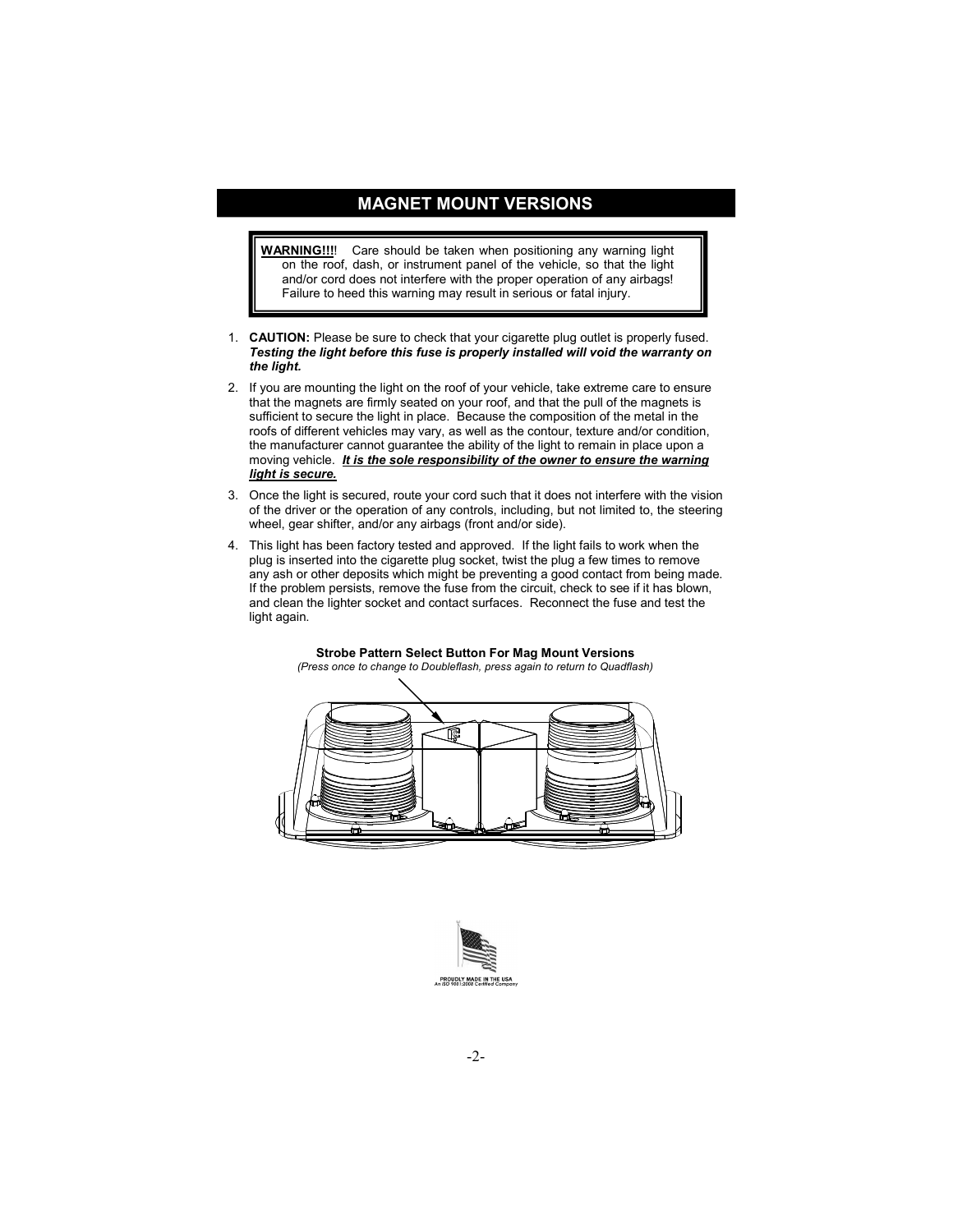## MAGNET MOUNT VERSIONS

> **WARNING!!!!** Care should be taken when positioning any warning light on the roof, dash, or instrument panel of the vehicle, so that the light and/or cord does not interfere with the proper operation of any airbags! Failure to heed this warning may result in serious or fatal injury.

1. **CAUTION:** Please be sure to check that your cigarette plug outlet is properly fused. ***Testing the light before this fuse is properly installed will void the warranty on the light.***
2. If you are mounting the light on the roof of your vehicle, take extreme care to ensure that the magnets are firmly seated on your roof, and that the pull of the magnets is sufficient to secure the light in place. Because the composition of the metal in the roofs of different vehicles may vary, as well as the contour, texture and/or condition, the manufacturer cannot guarantee the ability of the light to remain in place upon a moving vehicle. ***It is the sole responsibility of the owner to ensure the warning light is secure.***
3. Once the light is secured, route your cord such that it does not interfere with the vision of the driver or the operation of any controls, including, but not limited to, the steering wheel, gear shifter, and/or any airbags (front and/or side).
4. This light has been factory tested and approved. If the light fails to work when the plug is inserted into the cigarette plug socket, twist the plug a few times to remove any ash or other deposits which might be preventing a good contact from being made. If the problem persists, remove the fuse from the circuit, check to see if it has blown, and clean the lighter socket and contact surfaces. Reconnect the fuse and test the light again.

**Strobe Pattern Select Button For Mag Mount Versions**

*(Press once to change to Doubleflash, press again to return to Quadflash)*

PROUDLY MADE IN THE USA
An ISO 9001:2008 Certified Company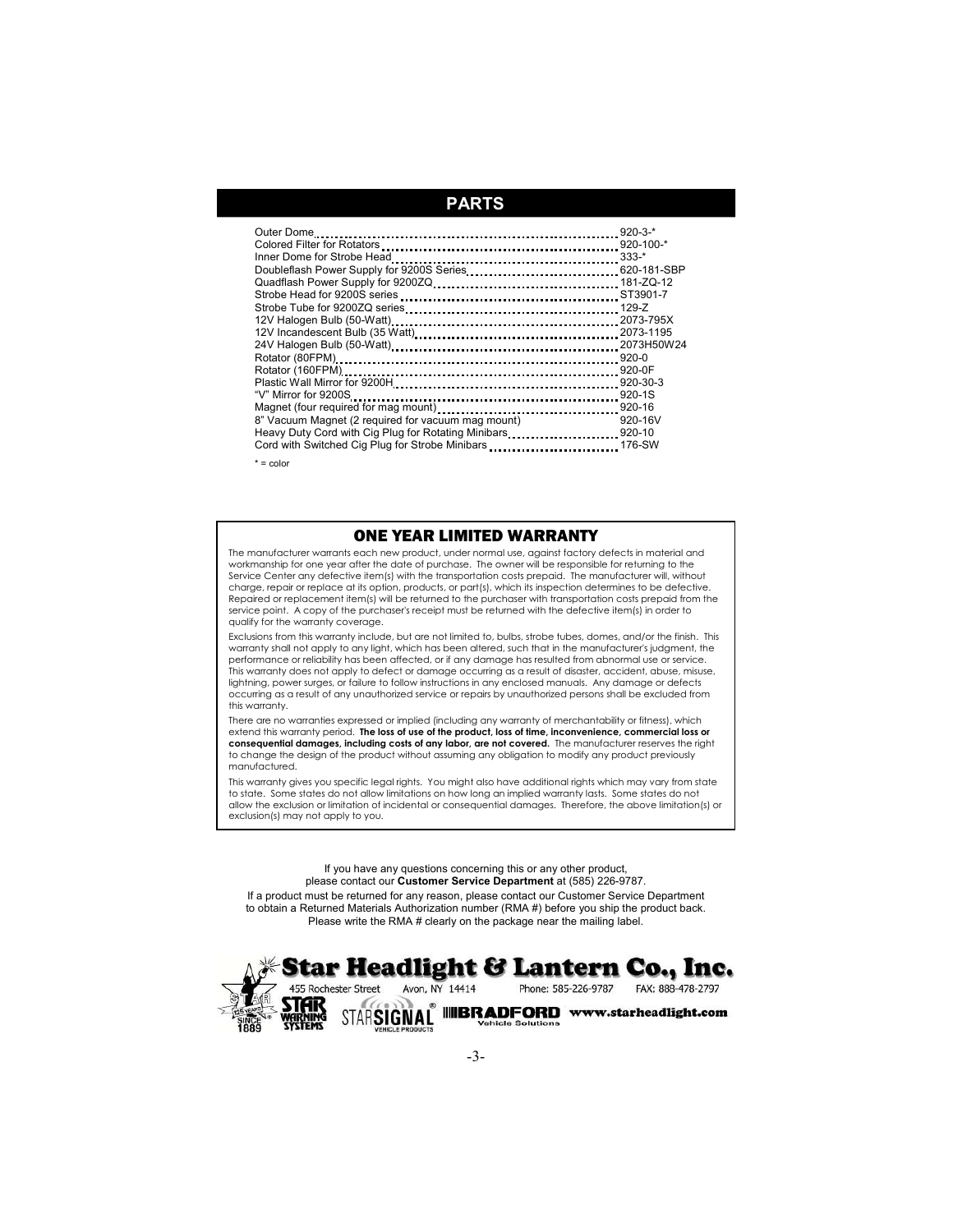## PARTS

| | |
|---|---|
| Outer Dome | 920-3-* |
| Colored Filter for Rotators | 920-100-* |
| Inner Dome for Strobe Head | 333-* |
| Doubleflash Power Supply for 9200S Series | 620-181-SBP |
| Quadflash Power Supply for 9200ZQ | 181-ZQ-12 |
| Strobe Head for 9200S series | ST3901-7 |
| Strobe Tube for 9200ZQ series | 129-Z |
| 12V Halogen Bulb (50-Watt) | 2073-795X |
| 12V Incandescent Bulb (35 Watt) | 2073-1195 |
| 24V Halogen Bulb (50-Watt) | 2073H50W24 |
| Rotator (80FPM) | 920-0 |
| Rotator (160FPM) | 920-0F |
| Plastic Wall Mirror for 9200H | 920-30-3 |
| "V" Mirror for 9200S | 920-1S |
| Magnet (four required for mag mount) | 920-16 |
| 8" Vacuum Magnet (2 required for vacuum mag mount) | 920-16V |
| Heavy Duty Cord with Cig Plug for Rotating Minibars | 920-10 |
| Cord with Switched Cig Plug for Strobe Minibars | 176-SW |

* = color

## ONE YEAR LIMITED WARRANTY

The manufacturer warrants each new product, under normal use, against factory defects in material and workmanship for one year after the date of purchase. The owner will be responsible for returning to the Service Center any defective item(s) with the transportation costs prepaid. The manufacturer will, without charge, repair or replace at its option, products, or part(s), which its inspection determines to be defective. Repaired or replacement item(s) will be returned to the purchaser with transportation costs prepaid from the service point. A copy of the purchaser's receipt must be returned with the defective item(s) in order to qualify for the warranty coverage.

Exclusions from this warranty include, but are not limited to, bulbs, strobe tubes, domes, and/or the finish. This warranty shall not apply to any light, which has been altered, such that in the manufacturer's judgment, the performance or reliability has been affected, or if any damage has resulted from abnormal use or service. This warranty does not apply to defect or damage occurring as a result of disaster, accident, abuse, misuse, lightning, power surges, or failure to follow instructions in any enclosed manuals. Any damage or defects occurring as a result of any unauthorized service or repairs by unauthorized persons shall be excluded from this warranty.

There are no warranties expressed or implied (including any warranty of merchantability or fitness), which extend this warranty period. **The loss of use of the product, loss of time, inconvenience, commercial loss or consequential damages, including costs of any labor, are not covered.** The manufacturer reserves the right to change the design of the product without assuming any obligation to modify any product previously manufactured.

This warranty gives you specific legal rights. You might also have additional rights which may vary from state to state. Some states do not allow limitations on how long an implied warranty lasts. Some states do not allow the exclusion or limitation of incidental or consequential damages. Therefore, the above limitation(s) or exclusion(s) may not apply to you.

If you have any questions concerning this or any other product, please contact our **Customer Service Department** at (585) 226-9787.

If a product must be returned for any reason, please contact our Customer Service Department to obtain a Returned Materials Authorization number (RMA #) before you ship the product back. Please write the RMA # clearly on the package near the mailing label.

**Star Headlight & Lantern Co., Inc.**

455 Rochester Street Avon, NY 14414 Phone: 585-226-9787 FAX: 888-478-2797

STAR WARNING SYSTEMS STARSIGNAL VEHICLE PRODUCTS BRADFORD Vehicle Solutions www.starheadlight.com